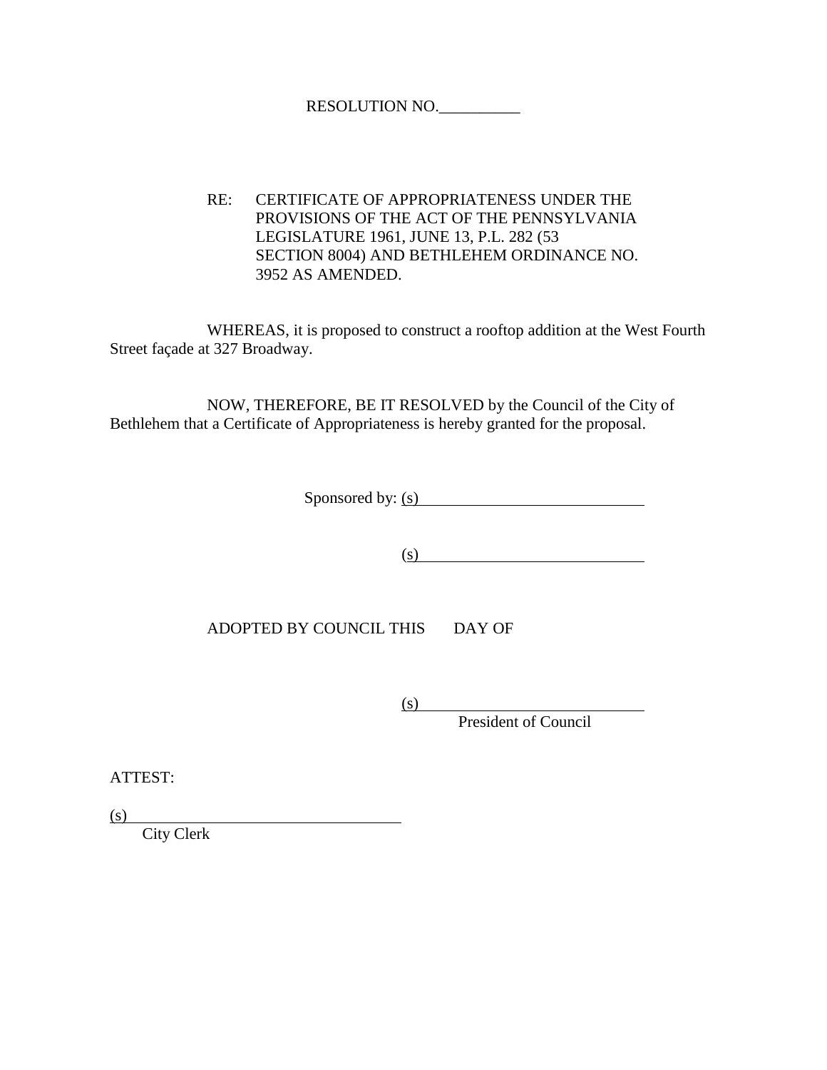RESOLUTION NO.__________

RE: CERTIFICATE OF APPROPRIATENESS UNDER THE PROVISIONS OF THE ACT OF THE PENNSYLVANIA LEGISLATURE 1961, JUNE 13, P.L. 282 (53 SECTION 8004) AND BETHLEHEM ORDINANCE NO. 3952 AS AMENDED.

WHEREAS, it is proposed to construct a rooftop addition at the West Fourth Street façade at 327 Broadway.

NOW, THEREFORE, BE IT RESOLVED by the Council of the City of Bethlehem that a Certificate of Appropriateness is hereby granted for the proposal.

Sponsored by: (s)____________________________

(s)____________________________

ADOPTED BY COUNCIL THIS DAY OF

(s)____________________________
President of Council

ATTEST:

(s)____________________________
City Clerk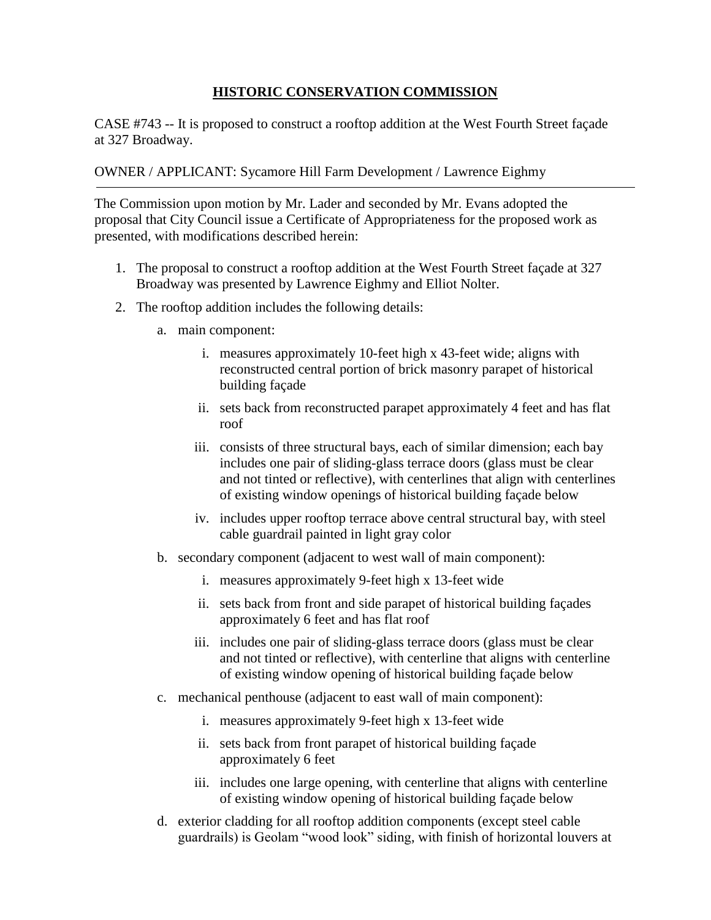## **HISTORIC CONSERVATION COMMISSION**

CASE #743 -- It is proposed to construct a rooftop addition at the West Fourth Street façade at 327 Broadway.

OWNER / APPLICANT: Sycamore Hill Farm Development / Lawrence Eighmy

---

The Commission upon motion by Mr. Lader and seconded by Mr. Evans adopted the proposal that City Council issue a Certificate of Appropriateness for the proposed work as presented, with modifications described herein:

1. The proposal to construct a rooftop addition at the West Fourth Street façade at 327 Broadway was presented by Lawrence Eighmy and Elliot Nolter.
2. The rooftop addition includes the following details:
    a. main component:
        i. measures approximately 10-feet high x 43-feet wide; aligns with reconstructed central portion of brick masonry parapet of historical building façade
        ii. sets back from reconstructed parapet approximately 4 feet and has flat roof
        iii. consists of three structural bays, each of similar dimension; each bay includes one pair of sliding-glass terrace doors (glass must be clear and not tinted or reflective), with centerlines that align with centerlines of existing window openings of historical building façade below
        iv. includes upper rooftop terrace above central structural bay, with steel cable guardrail painted in light gray color
    b. secondary component (adjacent to west wall of main component):
        i. measures approximately 9-feet high x 13-feet wide
        ii. sets back from front and side parapet of historical building façades approximately 6 feet and has flat roof
        iii. includes one pair of sliding-glass terrace doors (glass must be clear and not tinted or reflective), with centerline that aligns with centerline of existing window opening of historical building façade below
    c. mechanical penthouse (adjacent to east wall of main component):
        i. measures approximately 9-feet high x 13-feet wide
        ii. sets back from front parapet of historical building façade approximately 6 feet
        iii. includes one large opening, with centerline that aligns with centerline of existing window opening of historical building façade below
    d. exterior cladding for all rooftop addition components (except steel cable guardrails) is Geolam "wood look" siding, with finish of horizontal louvers at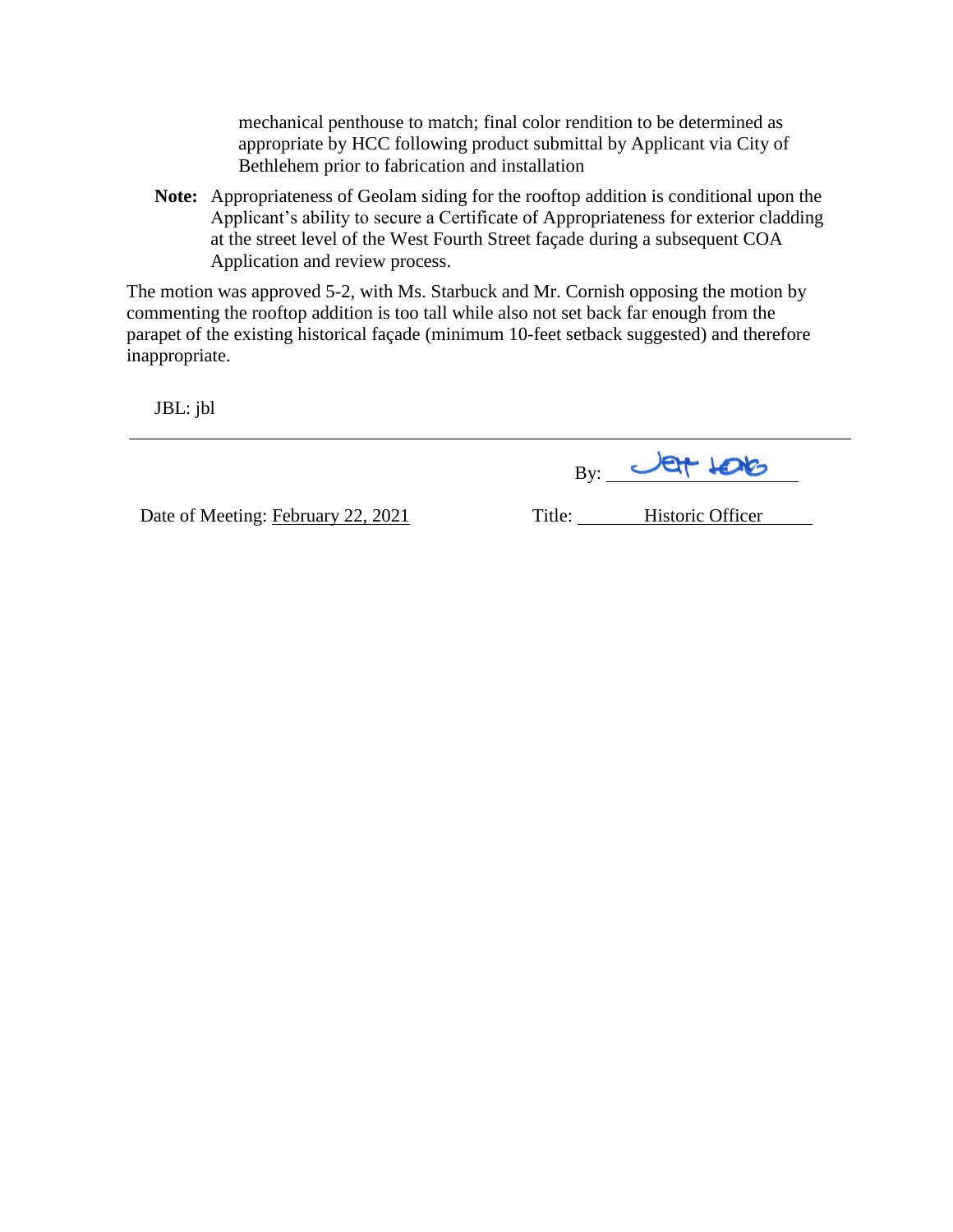mechanical penthouse to match; final color rendition to be determined as appropriate by HCC following product submittal by Applicant via City of Bethlehem prior to fabrication and installation

**Note:** Appropriateness of Geolam siding for the rooftop addition is conditional upon the Applicant's ability to secure a Certificate of Appropriateness for exterior cladding at the street level of the West Fourth Street façade during a subsequent COA Application and review process.

The motion was approved 5-2, with Ms. Starbuck and Mr. Cornish opposing the motion by commenting the rooftop addition is too tall while also not set back far enough from the parapet of the existing historical façade (minimum 10-feet setback suggested) and therefore inappropriate.

JBL: jbl

---

By: Jeff Long

Date of Meeting: February 22, 2021

Title: Historic Officer